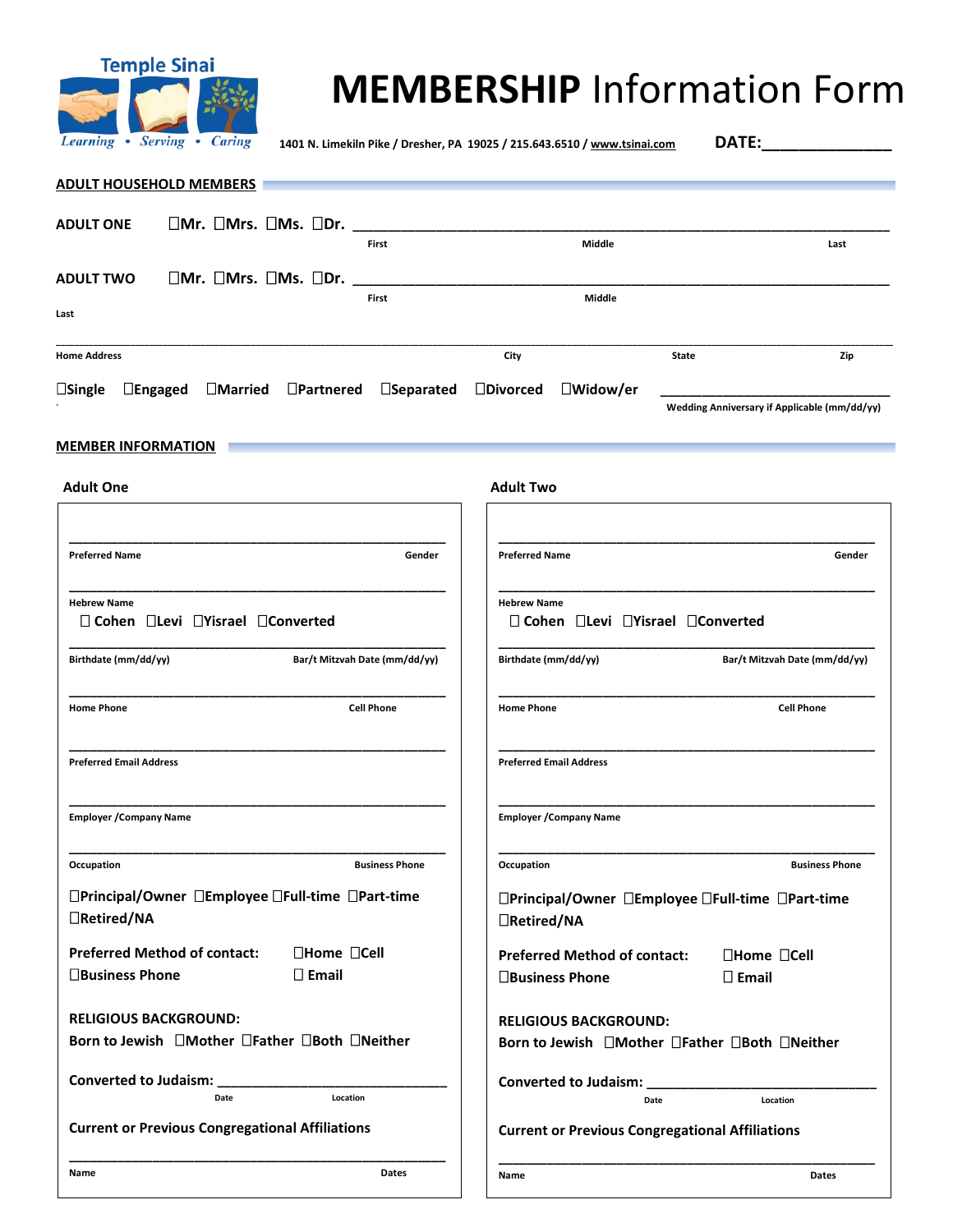Temple Sinai

*Learning • Serving • Caring*

# **MEMBERSHIP** Information Form

1401 N. Limekiln Pike / Dresher, PA 19025 / 215.643.6510 / www.tsinai.com

**DATE:**_______________

## ADULT HOUSEHOLD MEMBERS

**ADULT ONE** ☐Mr. ☐Mrs. ☐Ms. ☐Dr. ________________________________________________

First Middle Last

**ADULT TWO** ☐Mr. ☐Mrs. ☐Ms. ☐Dr. ________________________________________________

First Middle

Last

________________________________________________________________________________

Home Address City State Zip

☐Single ☐Engaged ☐Married ☐Partnered ☐Separated ☐Divorced ☐Widow/er ____________________________

`

Wedding Anniversary if Applicable (mm/dd/yy)

## MEMBER INFORMATION

### Adult One

________________________________________________

Preferred Name Gender

________________________________________________

Hebrew Name

☐ Cohen ☐Levi ☐Yisrael ☐Converted

________________________________________________

Birthdate (mm/dd/yy) Bar/t Mitzvah Date (mm/dd/yy)

________________________________________________

Home Phone Cell Phone

________________________________________________

Preferred Email Address

________________________________________________

Employer /Company Name

________________________________________________

Occupation Business Phone

☐Principal/Owner ☐Employee ☐Full-time ☐Part-time ☐Retired/NA

**Preferred Method of contact:** ☐Home ☐Cell ☐Business Phone ☐ Email

**RELIGIOUS BACKGROUND:**

**Born to Jewish** ☐Mother ☐Father ☐Both ☐Neither

**Converted to Judaism:** ____________________________

Date Location

**Current or Previous Congregational Affiliations**

________________________________________________

Name Dates

### Adult Two

________________________________________________

Preferred Name Gender

________________________________________________

Hebrew Name

☐ Cohen ☐Levi ☐Yisrael ☐Converted

________________________________________________

Birthdate (mm/dd/yy) Bar/t Mitzvah Date (mm/dd/yy)

________________________________________________

Home Phone Cell Phone

________________________________________________

Preferred Email Address

________________________________________________

Employer /Company Name

________________________________________________

Occupation Business Phone

☐Principal/Owner ☐Employee ☐Full-time ☐Part-time ☐Retired/NA

**Preferred Method of contact:** ☐Home ☐Cell ☐Business Phone ☐ Email

**RELIGIOUS BACKGROUND:**

**Born to Jewish** ☐Mother ☐Father ☐Both ☐Neither

**Converted to Judaism:** ____________________________

Date Location

**Current or Previous Congregational Affiliations**

________________________________________________

Name Dates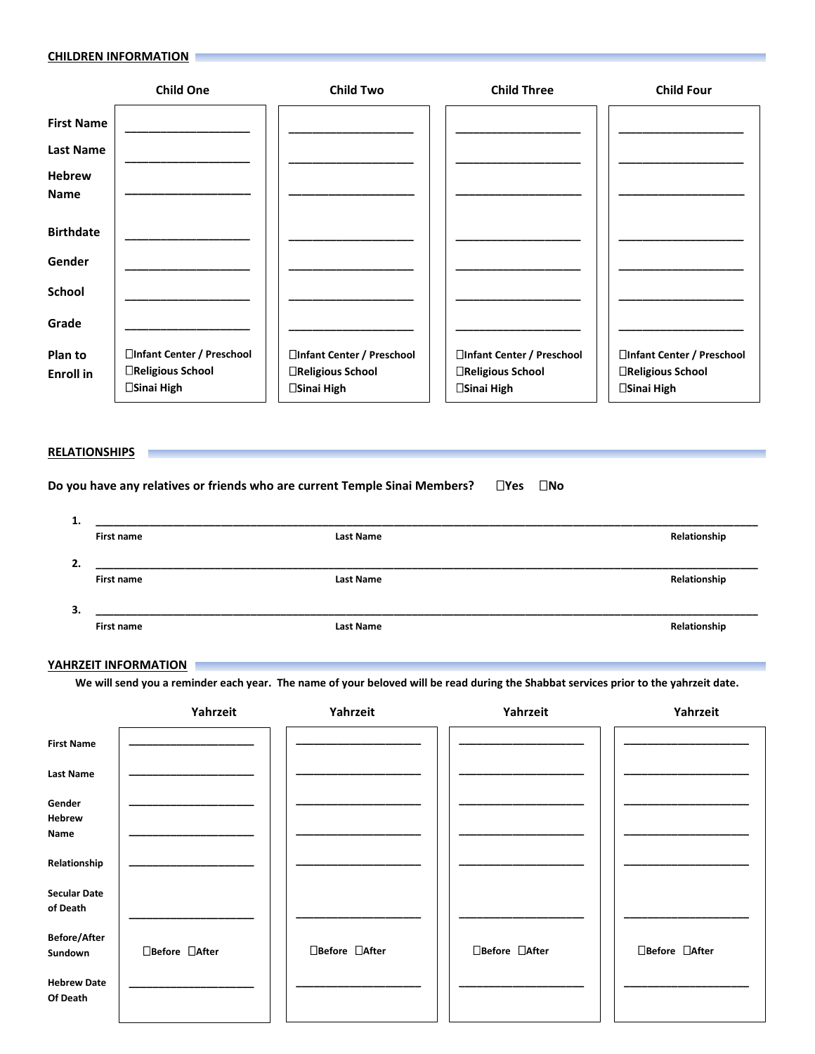## CHILDREN INFORMATION

| | Child One | Child Two | Child Three | Child Four |
|---|---|---|---|---|
| First Name | ___________________ | ___________________ | ___________________ | ___________________ |
| Last Name | ___________________ | ___________________ | ___________________ | ___________________ |
| Hebrew Name | ___________________ | ___________________ | ___________________ | ___________________ |
| Birthdate | ___________________ | ___________________ | ___________________ | ___________________ |
| Gender | ___________________ | ___________________ | ___________________ | ___________________ |
| School | ___________________ | ___________________ | ___________________ | ___________________ |
| Grade | ___________________ | ___________________ | ___________________ | ___________________ |
| Plan to Enroll in | ☐Infant Center / Preschool ☐Religious School ☐Sinai High | ☐Infant Center / Preschool ☐Religious School ☐Sinai High | ☐Infant Center / Preschool ☐Religious School ☐Sinai High | ☐Infant Center / Preschool ☐Religious School ☐Sinai High |

## RELATIONSHIPS

**Do you have any relatives or friends who are current Temple Sinai Members?** ☐Yes ☐No

1. ______________________________________________________________________________
   First name | Last Name | Relationship

2. ______________________________________________________________________________
   First name | Last Name | Relationship

3. ______________________________________________________________________________
   First name | Last Name | Relationship

## YAHRZEIT INFORMATION

**We will send you a reminder each year. The name of your beloved will be read during the Shabbat services prior to the yahrzeit date.**

| | Yahrzeit | Yahrzeit | Yahrzeit | Yahrzeit |
|---|---|---|---|---|
| First Name | ___________________ | ___________________ | ___________________ | ___________________ |
| Last Name | ___________________ | ___________________ | ___________________ | ___________________ |
| Gender | ___________________ | ___________________ | ___________________ | ___________________ |
| Hebrew Name | ___________________ | ___________________ | ___________________ | ___________________ |
| Relationship | ___________________ | ___________________ | ___________________ | ___________________ |
| Secular Date of Death | ___________________ | ___________________ | ___________________ | ___________________ |
| Before/After Sundown | ☐Before ☐After | ☐Before ☐After | ☐Before ☐After | ☐Before ☐After |
| Hebrew Date Of Death | ___________________ | ___________________ | ___________________ | ___________________ |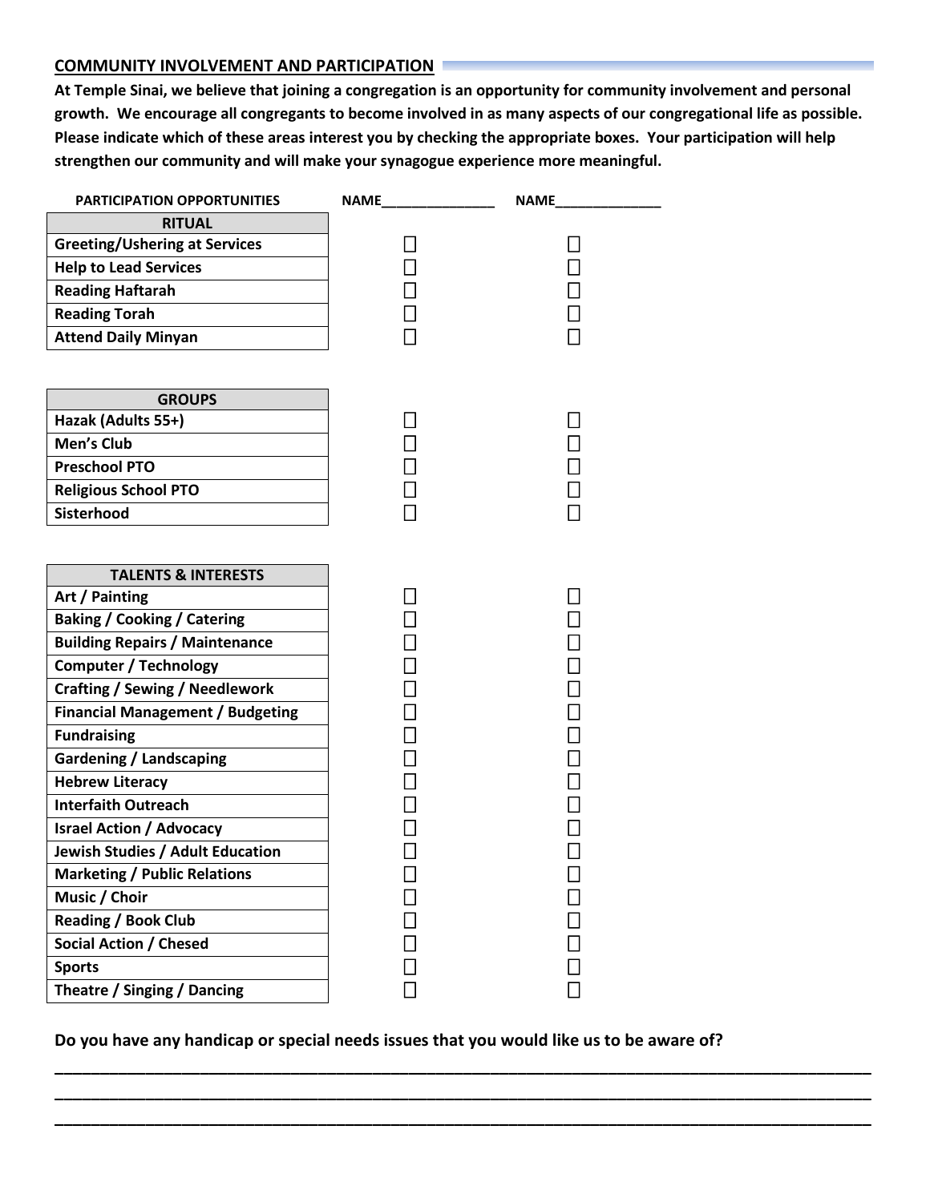## COMMUNITY INVOLVEMENT AND PARTICIPATION

**At Temple Sinai, we believe that joining a congregation is an opportunity for community involvement and personal growth. We encourage all congregants to become involved in as many aspects of our congregational life as possible. Please indicate which of these areas interest you by checking the appropriate boxes. Your participation will help strengthen our community and will make your synagogue experience more meaningful.**

| PARTICIPATION OPPORTUNITIES | NAME_______________ | NAME______________ |
|---|---|---|
| **RITUAL** | | |
| Greeting/Ushering at Services | ☐ | ☐ |
| Help to Lead Services | ☐ | ☐ |
| Reading Haftarah | ☐ | ☐ |
| Reading Torah | ☐ | ☐ |
| Attend Daily Minyan | ☐ | ☐ |
| **GROUPS** | | |
| Hazak (Adults 55+) | ☐ | ☐ |
| Men's Club | ☐ | ☐ |
| Preschool PTO | ☐ | ☐ |
| Religious School PTO | ☐ | ☐ |
| Sisterhood | ☐ | ☐ |
| **TALENTS & INTERESTS** | | |
| Art / Painting | ☐ | ☐ |
| Baking / Cooking / Catering | ☐ | ☐ |
| Building Repairs / Maintenance | ☐ | ☐ |
| Computer / Technology | ☐ | ☐ |
| Crafting / Sewing / Needlework | ☐ | ☐ |
| Financial Management / Budgeting | ☐ | ☐ |
| Fundraising | ☐ | ☐ |
| Gardening / Landscaping | ☐ | ☐ |
| Hebrew Literacy | ☐ | ☐ |
| Interfaith Outreach | ☐ | ☐ |
| Israel Action / Advocacy | ☐ | ☐ |
| Jewish Studies / Adult Education | ☐ | ☐ |
| Marketing / Public Relations | ☐ | ☐ |
| Music / Choir | ☐ | ☐ |
| Reading / Book Club | ☐ | ☐ |
| Social Action / Chesed | ☐ | ☐ |
| Sports | ☐ | ☐ |
| Theatre / Singing / Dancing | ☐ | ☐ |

**Do you have any handicap or special needs issues that you would like us to be aware of?**

________________________________________________________________________________

________________________________________________________________________________

________________________________________________________________________________